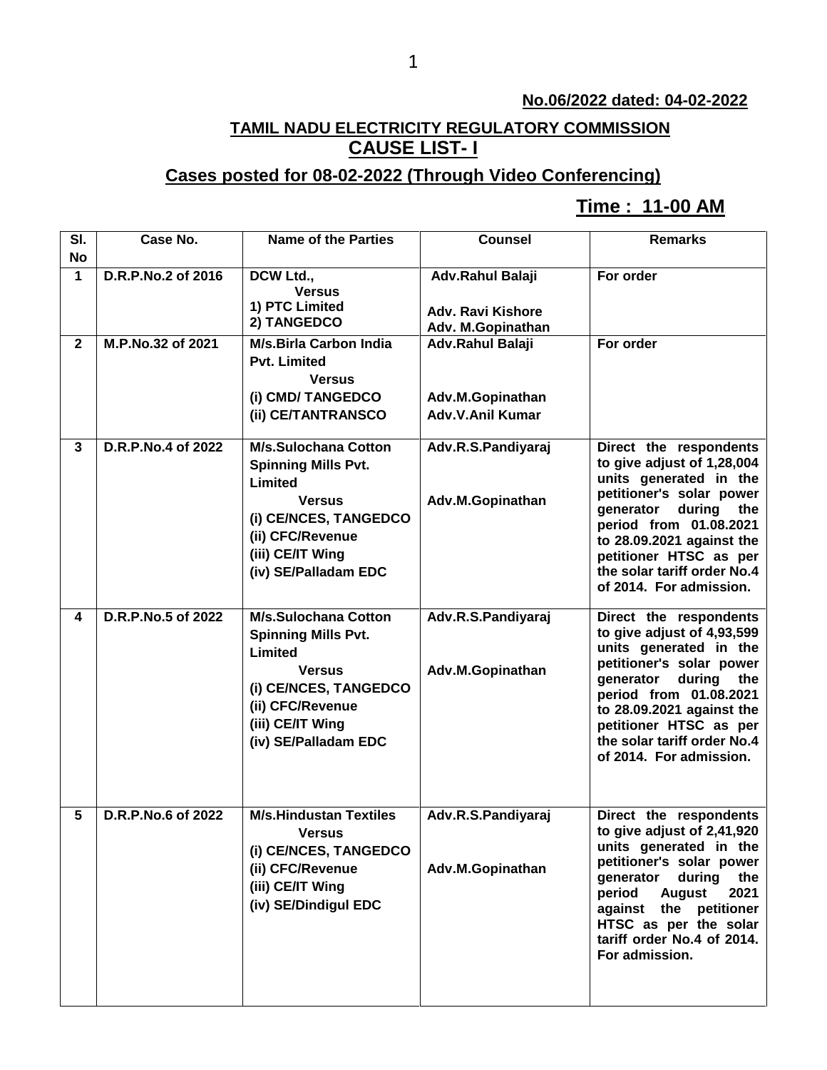**No.06/2022 dated: 04-02-2022**

# TAMIL NADU ELECTRICITY REGULATORY COMMISSION
## CAUSE LIST- I

## Cases posted for 08-02-2022 (Through Video Conferencing)

**Time : 11-00 AM**

| Sl. No | Case No. | Name of the Parties | Counsel | Remarks |
|---|---|---|---|---|
| 1 | D.R.P.No.2 of 2016 | DCW Ltd., Versus 1) PTC Limited 2) TANGEDCO | Adv.Rahul Balaji<br>Adv. Ravi Kishore<br>Adv. M.Gopinathan | For order |
| 2 | M.P.No.32 of 2021 | M/s.Birla Carbon India Pvt. Limited Versus (i) CMD/ TANGEDCO (ii) CE/TANTRANSCO | Adv.Rahul Balaji<br>Adv.M.Gopinathan<br>Adv.V.Anil Kumar | For order |
| 3 | D.R.P.No.4 of 2022 | M/s.Sulochana Cotton Spinning Mills Pvt. Limited Versus (i) CE/NCES, TANGEDCO (ii) CFC/Revenue (iii) CE/IT Wing (iv) SE/Palladam EDC | Adv.R.S.Pandiyaraj<br>Adv.M.Gopinathan | Direct the respondents to give adjust of 1,28,004 units generated in the petitioner's solar power generator during the period from 01.08.2021 to 28.09.2021 against the petitioner HTSC as per the solar tariff order No.4 of 2014. For admission. |
| 4 | D.R.P.No.5 of 2022 | M/s.Sulochana Cotton Spinning Mills Pvt. Limited Versus (i) CE/NCES, TANGEDCO (ii) CFC/Revenue (iii) CE/IT Wing (iv) SE/Palladam EDC | Adv.R.S.Pandiyaraj<br>Adv.M.Gopinathan | Direct the respondents to give adjust of 4,93,599 units generated in the petitioner's solar power generator during the period from 01.08.2021 to 28.09.2021 against the petitioner HTSC as per the solar tariff order No.4 of 2014. For admission. |
| 5 | D.R.P.No.6 of 2022 | M/s.Hindustan Textiles Versus (i) CE/NCES, TANGEDCO (ii) CFC/Revenue (iii) CE/IT Wing (iv) SE/Dindigul EDC | Adv.R.S.Pandiyaraj<br>Adv.M.Gopinathan | Direct the respondents to give adjust of 2,41,920 units generated in the petitioner's solar power generator during the period August 2021 against the petitioner HTSC as per the solar tariff order No.4 of 2014. For admission. |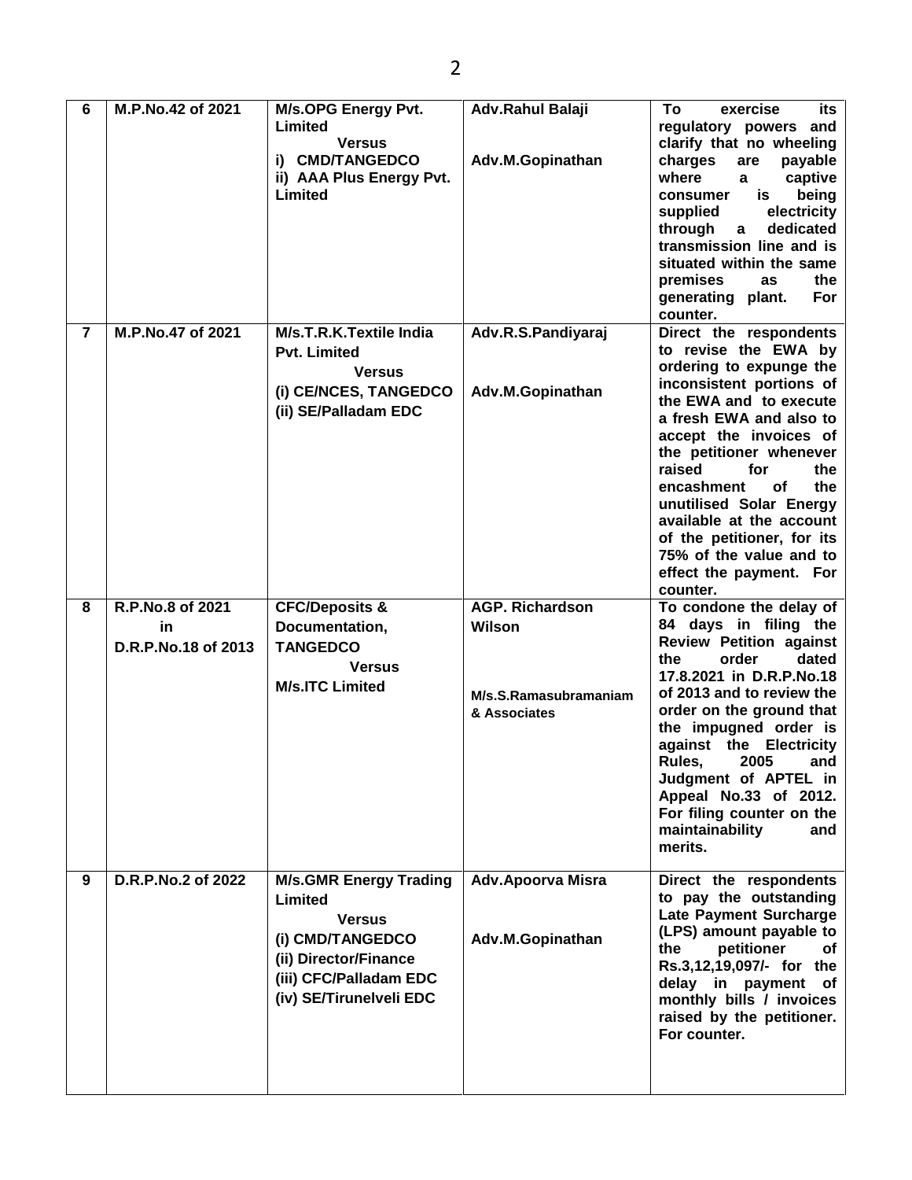| 6 | M.P.No.42 of 2021 | M/s.OPG Energy Pvt. Limited<br>Versus<br>i) CMD/TANGEDCO<br>ii) AAA Plus Energy Pvt. Limited | Adv.Rahul Balaji<br><br>Adv.M.Gopinathan | To exercise its regulatory powers and clarify that no wheeling charges are payable where a captive consumer is being supplied electricity through a dedicated transmission line and is situated within the same premises as the generating plant. For counter. |
|---|---|---|---|---|
| 7 | M.P.No.47 of 2021 | M/s.T.R.K.Textile India Pvt. Limited<br>Versus<br>(i) CE/NCES, TANGEDCO<br>(ii) SE/Palladam EDC | Adv.R.S.Pandiyaraj<br><br>Adv.M.Gopinathan | Direct the respondents to revise the EWA by ordering to expunge the inconsistent portions of the EWA and to execute a fresh EWA and also to accept the invoices of the petitioner whenever raised for the encashment of the unutilised Solar Energy available at the account of the petitioner, for its 75% of the value and to effect the payment. For counter. |
| 8 | R.P.No.8 of 2021<br>in<br>D.R.P.No.18 of 2013 | CFC/Deposits & Documentation, TANGEDCO<br>Versus<br>M/s.ITC Limited | AGP. Richardson Wilson<br><br>M/s.S.Ramasubramaniam & Associates | To condone the delay of 84 days in filing the Review Petition against the order dated 17.8.2021 in D.R.P.No.18 of 2013 and to review the order on the ground that the impugned order is against the Electricity Rules, 2005 and Judgment of APTEL in Appeal No.33 of 2012. For filing counter on the maintainability and merits. |
| 9 | D.R.P.No.2 of 2022 | M/s.GMR Energy Trading Limited<br>Versus<br>(i) CMD/TANGEDCO<br>(ii) Director/Finance<br>(iii) CFC/Palladam EDC<br>(iv) SE/Tirunelveli EDC | Adv.Apoorva Misra<br><br>Adv.M.Gopinathan | Direct the respondents to pay the outstanding Late Payment Surcharge (LPS) amount payable to the petitioner of Rs.3,12,19,097/- for the delay in payment of monthly bills / invoices raised by the petitioner. For counter. |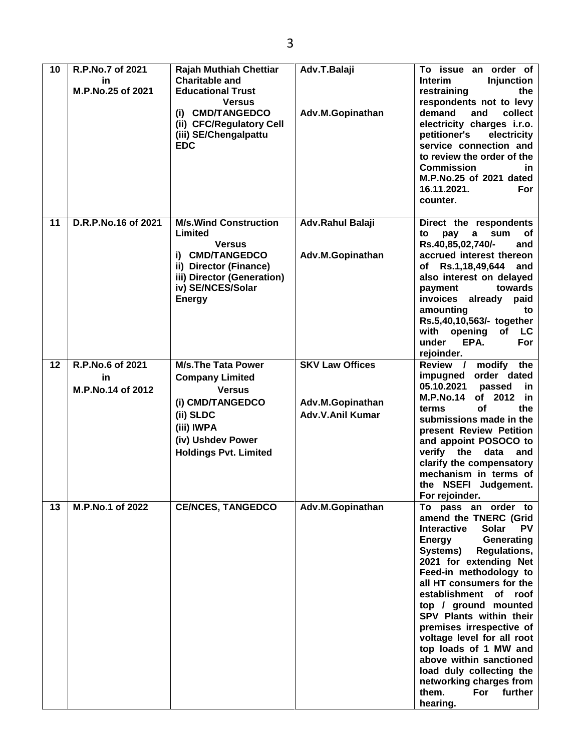| 10 | R.P.No.7 of 2021 in M.P.No.25 of 2021 | Rajah Muthiah Chettiar Charitable and Educational Trust Versus (i) CMD/TANGEDCO (ii) CFC/Regulatory Cell (iii) SE/Chengalpattu EDC | Adv.T.Balaji<br><br>Adv.M.Gopinathan | To issue an order of Interim Injunction restraining the respondents not to levy demand and collect electricity charges i.r.o. petitioner's electricity service connection and to review the order of the Commission in M.P.No.25 of 2021 dated 16.11.2021. For counter. |
|---|---|---|---|---|
| 11 | D.R.P.No.16 of 2021 | M/s.Wind Construction Limited Versus i) CMD/TANGEDCO ii) Director (Finance) iii) Director (Generation) iv) SE/NCES/Solar Energy | Adv.Rahul Balaji<br><br>Adv.M.Gopinathan | Direct the respondents to pay a sum of Rs.40,85,02,740/- and accrued interest thereon of Rs.1,18,49,644 and also interest on delayed payment towards invoices already paid amounting to Rs.5,40,10,563/- together with opening of LC under EPA. For rejoinder. |
| 12 | R.P.No.6 of 2021 in M.P.No.14 of 2012 | M/s.The Tata Power Company Limited Versus (i) CMD/TANGEDCO (ii) SLDC (iii) IWPA (iv) Ushdev Power Holdings Pvt. Limited | SKV Law Offices<br><br>Adv.M.Gopinathan<br>Adv.V.Anil Kumar | Review / modify the impugned order dated 05.10.2021 passed in M.P.No.14 of 2012 in terms of the submissions made in the present Review Petition and appoint POSOCO to verify the data and clarify the compensatory mechanism in terms of the NSEFI Judgement. For rejoinder. |
| 13 | M.P.No.1 of 2022 | CE/NCES, TANGEDCO | Adv.M.Gopinathan | To pass an order to amend the TNERC (Grid Interactive Solar PV Energy Generating Systems) Regulations, 2021 for extending Net Feed-in methodology to all HT consumers for the establishment of roof top / ground mounted SPV Plants within their premises irrespective of voltage level for all root top loads of 1 MW and above within sanctioned load duly collecting the networking charges from them. For further hearing. |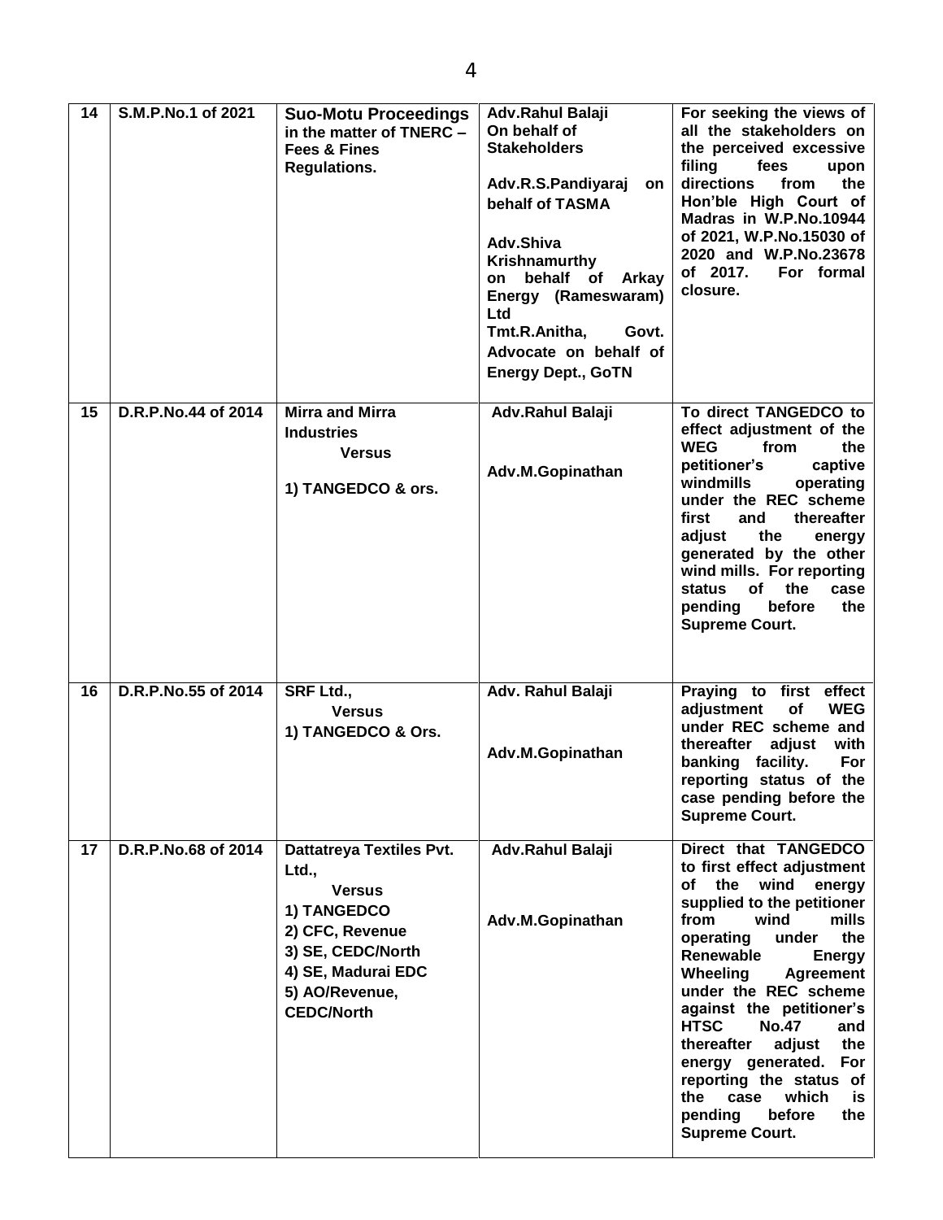| 14 | S.M.P.No.1 of 2021 | **Suo-Motu Proceedings** in the matter of TNERC – Fees & Fines Regulations. | Adv.Rahul Balaji On behalf of Stakeholders<br><br>Adv.R.S.Pandiyaraj on behalf of TASMA<br><br>Adv.Shiva Krishnamurthy on behalf of Arkay Energy (Rameswaram) Ltd<br>Tmt.R.Anitha, Govt. Advocate on behalf of Energy Dept., GoTN | For seeking the views of all the stakeholders on the perceived excessive filing fees upon directions from the Hon'ble High Court of Madras in W.P.No.10944 of 2021, W.P.No.15030 of 2020 and W.P.No.23678 of 2017. For formal closure. |
|---|---|---|---|---|
| 15 | D.R.P.No.44 of 2014 | Mirra and Mirra Industries<br>Versus<br><br>1) TANGEDCO & ors. | Adv.Rahul Balaji<br><br>Adv.M.Gopinathan | To direct TANGEDCO to effect adjustment of the WEG from the petitioner's captive windmills operating under the REC scheme first and thereafter adjust the energy generated by the other wind mills. For reporting status of the case pending before the Supreme Court. |
| 16 | D.R.P.No.55 of 2014 | SRF Ltd.,<br>Versus<br>1) TANGEDCO & Ors. | Adv. Rahul Balaji<br><br>Adv.M.Gopinathan | Praying to first effect adjustment of WEG under REC scheme and thereafter adjust with banking facility. For reporting status of the case pending before the Supreme Court. |
| 17 | D.R.P.No.68 of 2014 | Dattatreya Textiles Pvt. Ltd.,<br>Versus<br>1) TANGEDCO<br>2) CFC, Revenue<br>3) SE, CEDC/North<br>4) SE, Madurai EDC<br>5) AO/Revenue, CEDC/North | Adv.Rahul Balaji<br><br>Adv.M.Gopinathan | Direct that TANGEDCO to first effect adjustment of the wind energy supplied to the petitioner from wind mills operating under the Renewable Energy Wheeling Agreement under the REC scheme against the petitioner's HTSC No.47 and thereafter adjust the energy generated. For reporting the status of the case which is pending before the Supreme Court. |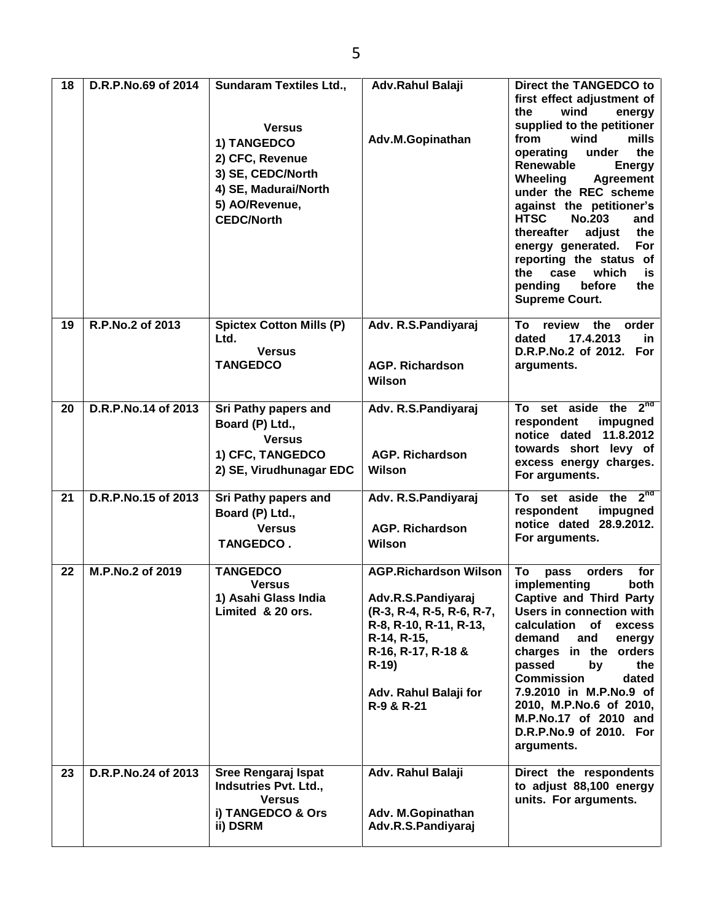| 18 | D.R.P.No.69 of 2014 | Sundaram Textiles Ltd.,<br><br>Versus<br>1) TANGEDCO<br>2) CFC, Revenue<br>3) SE, CEDC/North<br>4) SE, Madurai/North<br>5) AO/Revenue, CEDC/North | Adv.Rahul Balaji<br><br>Adv.M.Gopinathan | Direct the TANGEDCO to first effect adjustment of the wind energy supplied to the petitioner from wind mills operating under the Renewable Energy Wheeling Agreement under the REC scheme against the petitioner's HTSC No.203 and thereafter adjust the energy generated. For reporting the status of the case which is pending before the Supreme Court. |
|---|---|---|---|---|
| 19 | R.P.No.2 of 2013 | Spictex Cotton Mills (P) Ltd.<br>Versus<br>TANGEDCO | Adv. R.S.Pandiyaraj<br><br>AGP. Richardson Wilson | To review the order dated 17.4.2013 in D.R.P.No.2 of 2012. For arguments. |
| 20 | D.R.P.No.14 of 2013 | Sri Pathy papers and Board (P) Ltd.,<br>Versus<br>1) CFC, TANGEDCO<br>2) SE, Virudhunagar EDC | Adv. R.S.Pandiyaraj<br><br>AGP. Richardson Wilson | To set aside the 2nd respondent impugned notice dated 11.8.2012 towards short levy of excess energy charges. For arguments. |
| 21 | D.R.P.No.15 of 2013 | Sri Pathy papers and Board (P) Ltd.,<br>Versus<br>TANGEDCO . | Adv. R.S.Pandiyaraj<br><br>AGP. Richardson Wilson | To set aside the 2nd respondent impugned notice dated 28.9.2012. For arguments. |
| 22 | M.P.No.2 of 2019 | TANGEDCO<br>Versus<br>1) Asahi Glass India Limited & 20 ors. | AGP.Richardson Wilson<br><br>Adv.R.S.Pandiyaraj (R-3, R-4, R-5, R-6, R-7, R-8, R-10, R-11, R-13, R-14, R-15, R-16, R-17, R-18 & R-19)<br><br>Adv. Rahul Balaji for R-9 & R-21 | To pass orders for implementing both Captive and Third Party Users in connection with calculation of excess demand and energy charges in the orders passed by the Commission dated 7.9.2010 in M.P.No.9 of 2010, M.P.No.6 of 2010, M.P.No.17 of 2010 and D.R.P.No.9 of 2010. For arguments. |
| 23 | D.R.P.No.24 of 2013 | Sree Rengaraj Ispat Indsutries Pvt. Ltd.,<br>Versus<br>i) TANGEDCO & Ors<br>ii) DSRM | Adv. Rahul Balaji<br><br>Adv. M.Gopinathan<br>Adv.R.S.Pandiyaraj | Direct the respondents to adjust 88,100 energy units. For arguments. |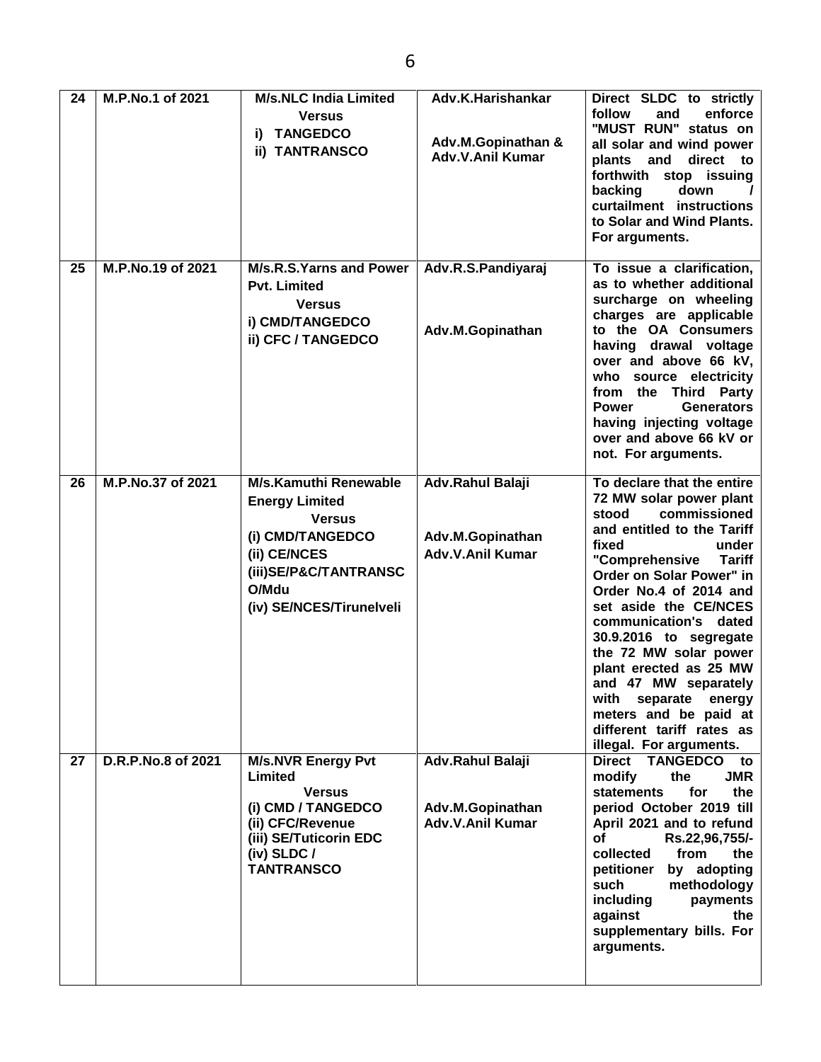| 24 | M.P.No.1 of 2021 | M/s.NLC India Limited<br>Versus<br>i) TANGEDCO<br>ii) TANTRANSCO | Adv.K.Harishankar<br><br>Adv.M.Gopinathan &<br>Adv.V.Anil Kumar | Direct SLDC to strictly follow and enforce "MUST RUN" status on all solar and wind power plants and direct to forthwith stop issuing backing down / curtailment instructions to Solar and Wind Plants. For arguments. |
|---|---|---|---|---|
| 25 | M.P.No.19 of 2021 | M/s.R.S.Yarns and Power Pvt. Limited<br>Versus<br>i) CMD/TANGEDCO<br>ii) CFC / TANGEDCO | Adv.R.S.Pandiyaraj<br><br>Adv.M.Gopinathan | To issue a clarification, as to whether additional surcharge on wheeling charges are applicable to the OA Consumers having drawal voltage over and above 66 kV, who source electricity from the Third Party Power Generators having injecting voltage over and above 66 kV or not. For arguments. |
| 26 | M.P.No.37 of 2021 | M/s.Kamuthi Renewable Energy Limited<br>Versus<br>(i) CMD/TANGEDCO<br>(ii) CE/NCES<br>(iii)SE/P&C/TANTRANSCO/Mdu<br>(iv) SE/NCES/Tirunelveli | Adv.Rahul Balaji<br><br>Adv.M.Gopinathan<br>Adv.V.Anil Kumar | To declare that the entire 72 MW solar power plant stood commissioned and entitled to the Tariff fixed under "Comprehensive Tariff Order on Solar Power" in Order No.4 of 2014 and set aside the CE/NCES communication's dated 30.9.2016 to segregate the 72 MW solar power plant erected as 25 MW and 47 MW separately with separate energy meters and be paid at different tariff rates as illegal. For arguments. |
| 27 | D.R.P.No.8 of 2021 | M/s.NVR Energy Pvt Limited<br>Versus<br>(i) CMD / TANGEDCO<br>(ii) CFC/Revenue<br>(iii) SE/Tuticorin EDC<br>(iv) SLDC / TANTRANSCO | Adv.Rahul Balaji<br><br>Adv.M.Gopinathan<br>Adv.V.Anil Kumar | Direct TANGEDCO to modify the JMR statements for the period October 2019 till April 2021 and to refund of Rs.22,96,755/- collected from the petitioner by adopting such methodology including payments against the supplementary bills. For arguments. |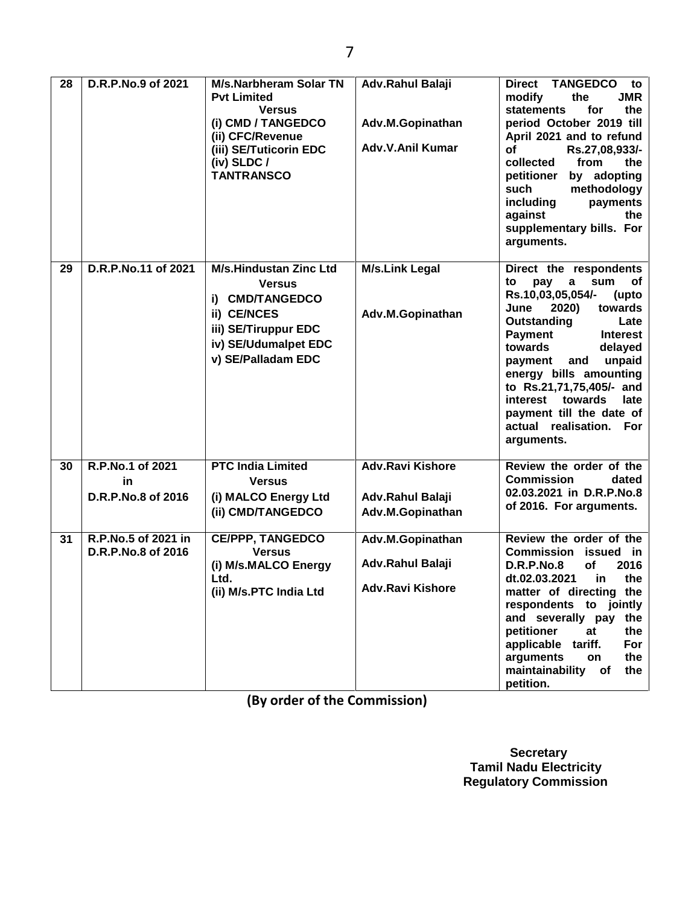| 28 | D.R.P.No.9 of 2021 | M/s.Narbheram Solar TN Pvt Limited<br>Versus<br>(i) CMD / TANGEDCO<br>(ii) CFC/Revenue<br>(iii) SE/Tuticorin EDC<br>(iv) SLDC / TANTRANSCO | Adv.Rahul Balaji<br><br>Adv.M.Gopinathan<br><br>Adv.V.Anil Kumar | Direct TANGEDCO to modify the JMR statements for the period October 2019 till April 2021 and to refund of Rs.27,08,933/- collected from the petitioner by adopting such methodology including payments against the supplementary bills. For arguments. |
|---|---|---|---|---|
| 29 | D.R.P.No.11 of 2021 | M/s.Hindustan Zinc Ltd<br>Versus<br>i) CMD/TANGEDCO<br>ii) CE/NCES<br>iii) SE/Tiruppur EDC<br>iv) SE/Udumalpet EDC<br>v) SE/Palladam EDC | M/s.Link Legal<br><br>Adv.M.Gopinathan | Direct the respondents to pay a sum of Rs.10,03,05,054/- (upto June 2020) towards Outstanding Late Payment Interest towards delayed payment and unpaid energy bills amounting to Rs.21,71,75,405/- and interest towards late payment till the date of actual realisation. For arguments. |
| 30 | R.P.No.1 of 2021<br>in<br>D.R.P.No.8 of 2016 | PTC India Limited<br>Versus<br>(i) MALCO Energy Ltd<br>(ii) CMD/TANGEDCO | Adv.Ravi Kishore<br><br>Adv.Rahul Balaji<br>Adv.M.Gopinathan | Review the order of the Commission dated 02.03.2021 in D.R.P.No.8 of 2016. For arguments. |
| 31 | R.P.No.5 of 2021 in D.R.P.No.8 of 2016 | CE/PPP, TANGEDCO<br>Versus<br>(i) M/s.MALCO Energy Ltd.<br>(ii) M/s.PTC India Ltd | Adv.M.Gopinathan<br><br>Adv.Rahul Balaji<br><br>Adv.Ravi Kishore | Review the order of the Commission issued in D.R.P.No.8 of 2016 dt.02.03.2021 in the matter of directing the respondents to jointly and severally pay the petitioner at the applicable tariff. For arguments on the maintainability of the petition. |

**(By order of the Commission)**

**Secretary**
**Tamil Nadu Electricity**
**Regulatory Commission**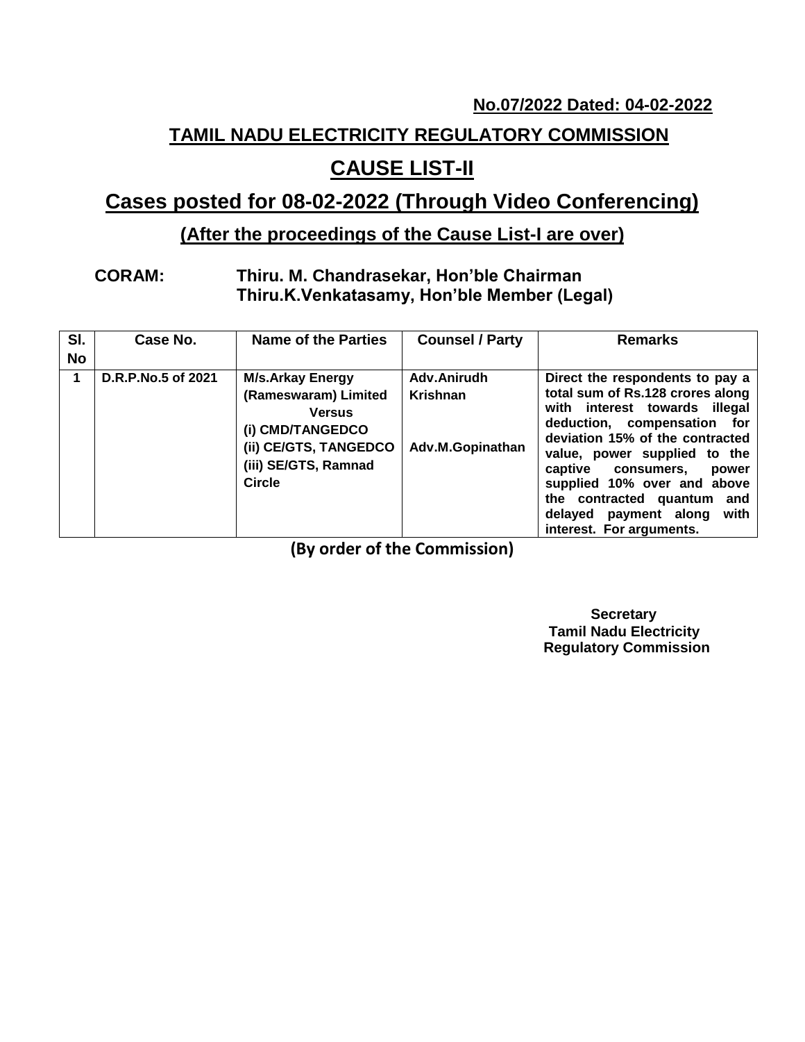**No.07/2022 Dated: 04-02-2022**

# TAMIL NADU ELECTRICITY REGULATORY COMMISSION

# CAUSE LIST-II

## Cases posted for 08-02-2022 (Through Video Conferencing)

### (After the proceedings of the Cause List-I are over)

**CORAM:** **Thiru. M. Chandrasekar, Hon'ble Chairman**
**Thiru.K.Venkatasamy, Hon'ble Member (Legal)**

| Sl. No | Case No. | Name of the Parties | Counsel / Party | Remarks |
|---|---|---|---|---|
| 1 | D.R.P.No.5 of 2021 | M/s.Arkay Energy (Rameswaram) Limited Versus (i) CMD/TANGEDCO (ii) CE/GTS, TANGEDCO (iii) SE/GTS, Ramnad Circle | Adv.Anirudh Krishnan<br><br>Adv.M.Gopinathan | Direct the respondents to pay a total sum of Rs.128 crores along with interest towards illegal deduction, compensation for deviation 15% of the contracted value, power supplied to the captive consumers, power supplied 10% over and above the contracted quantum and delayed payment along with interest. For arguments. |

**(By order of the Commission)**

**Secretary**
**Tamil Nadu Electricity Regulatory Commission**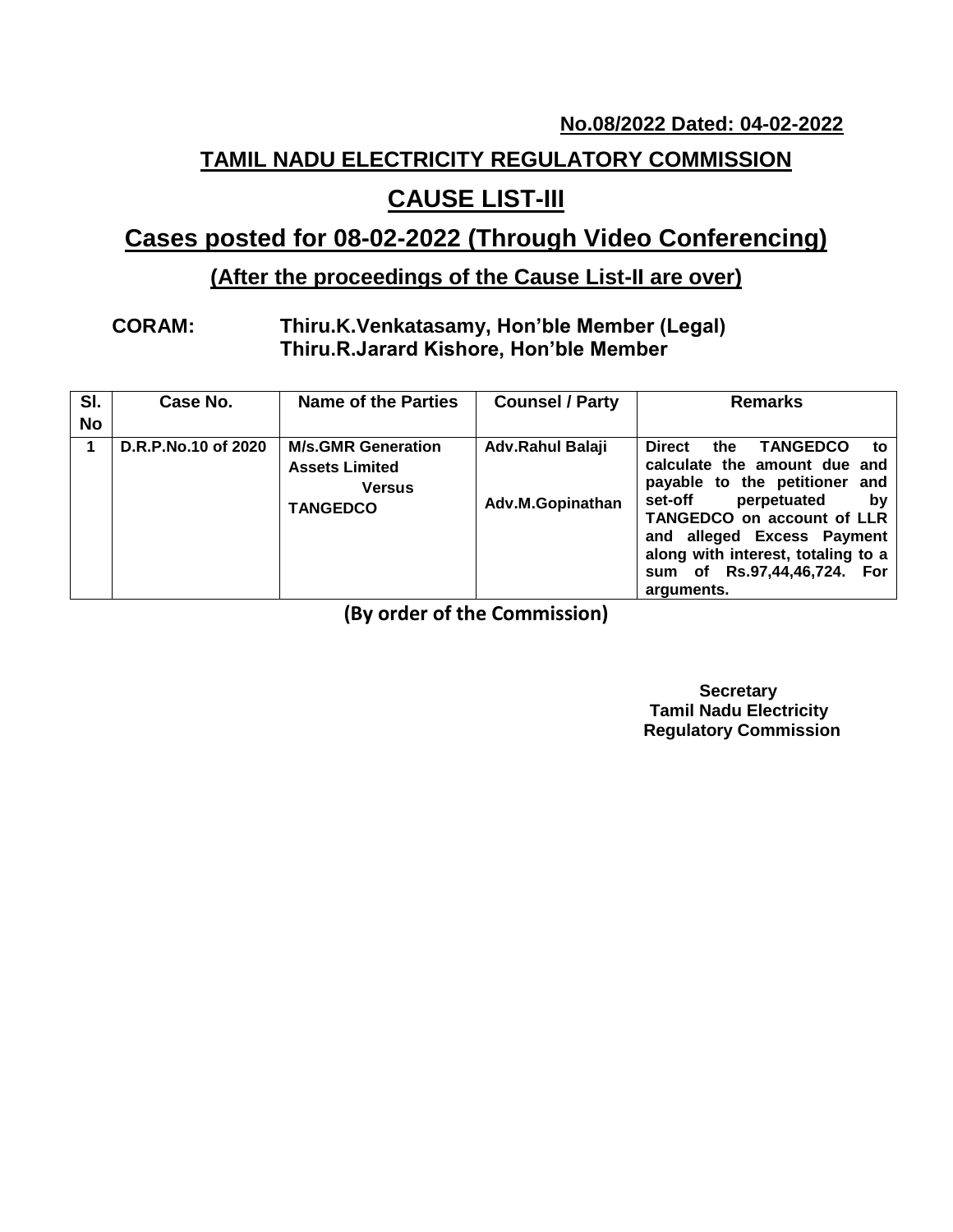**No.08/2022 Dated: 04-02-2022**

## TAMIL NADU ELECTRICITY REGULATORY COMMISSION

# CAUSE LIST-III

## Cases posted for 08-02-2022 (Through Video Conferencing)

### (After the proceedings of the Cause List-II are over)

**CORAM:** **Thiru.K.Venkatasamy, Hon'ble Member (Legal)**
**Thiru.R.Jarard Kishore, Hon'ble Member**

| Sl. No | Case No. | Name of the Parties | Counsel / Party | Remarks |
|---|---|---|---|---|
| 1 | D.R.P.No.10 of 2020 | M/s.GMR Generation Assets Limited<br>Versus<br>TANGEDCO | Adv.Rahul Balaji<br><br>Adv.M.Gopinathan | Direct the TANGEDCO to calculate the amount due and payable to the petitioner and set-off perpetuated by TANGEDCO on account of LLR and alleged Excess Payment along with interest, totaling to a sum of Rs.97,44,46,724. For arguments. |

**(By order of the Commission)**

**Secretary**
**Tamil Nadu Electricity Regulatory Commission**